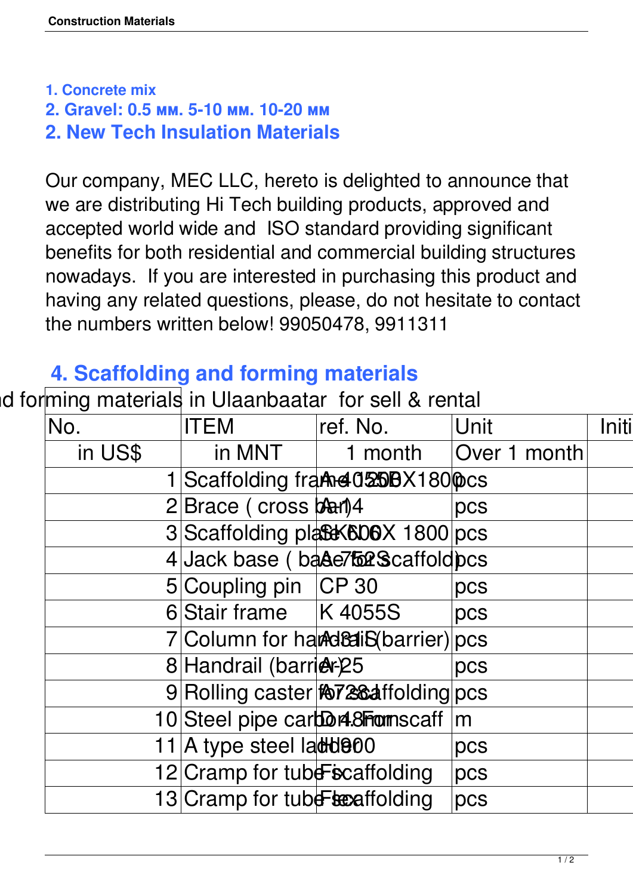### 1. Concrete mix

### 2. Gravel: 0.5 мм. 5-10 мм. 10-20 мм

## 2. New Tech Insulation Materials

Our company, MEC LLC, hereto is delighted to announce that we are distributing Hi Tech building products, approved and accepted world wide and ISO standard providing significant benefits for both residential and commercial building structures nowadays. If you are interested in purchasing this product and having any related questions, please, do not hesitate to contact the numbers written below! 99050478, 9911311

## 4. Scaffolding and forming materials

d forming materials in Ulaanbaatar for sell & rental

| No. | ITEM | ref. No. | Unit | Initi |
|---|---|---|---|---|
| in US$ | in MNT | 1 month | Over 1 month | |
| 1 | Scaffolding frame | A-4125B / 1500X1800 | pcs | |
| 2 | Brace ( cross bar) | A-14 | pcs | |
| 3 | Scaffolding plate | SK 600X 1800 | pcs | |
| 4 | Jack base ( base for scaffold) | A-752S | pcs | |
| 5 | Coupling pin | CP 30 | pcs | |
| 6 | Stair frame | K 4055S | pcs | |
| 7 | Column for handrail (barrier) | A-31S | pcs | |
| 8 | Handrail (barrier) | A-25 | pcs | |
| 9 | Rolling caster for scaffolding | A728 | pcs | |
| 10 | Steel pipe carbon for scaff | D 48mm | m | |
| 11 | A type steel ladder | H900 | pcs | |
| 12 | Cramp for tube scaffolding | Fix | pcs | |
| 13 | Cramp for tube scaffolding | Flex | pcs | |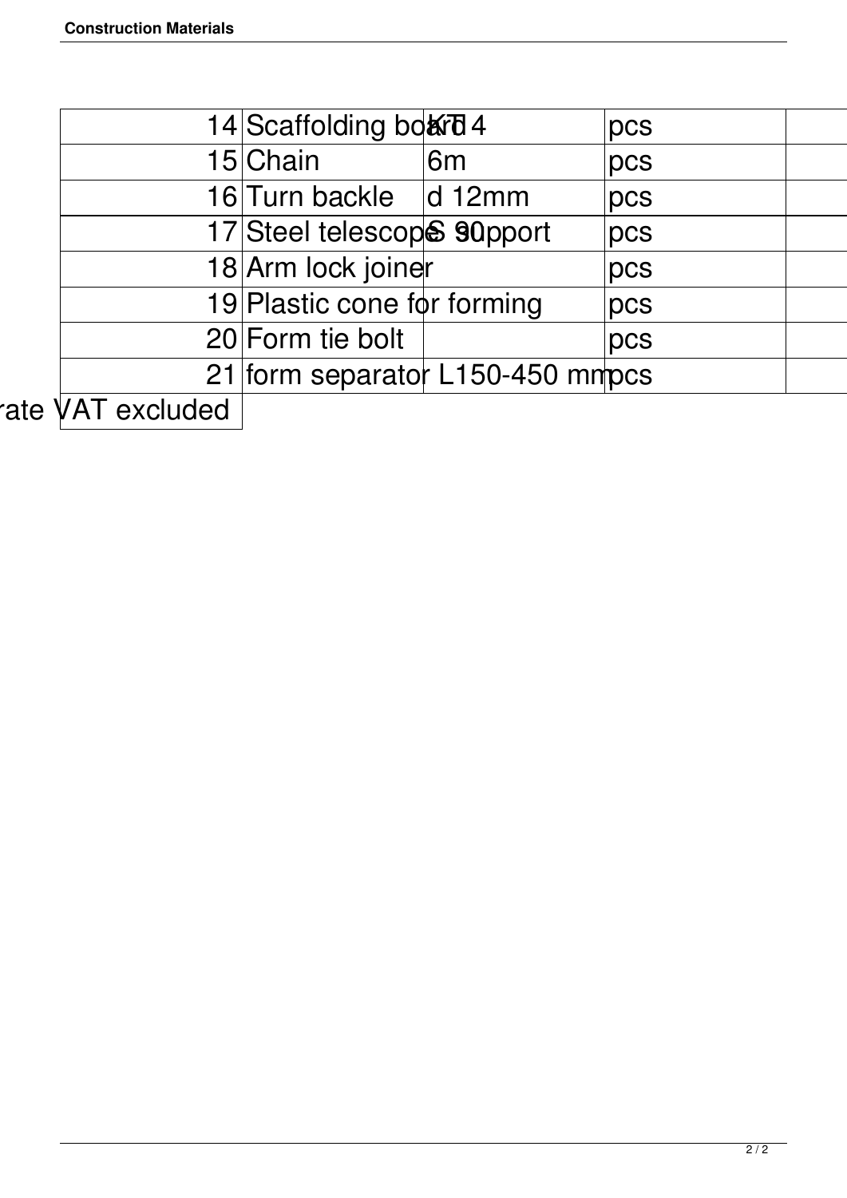| | | | | |
|---|---|---|---|---|
| 14 | Scaffolding board | KT 4 | pcs | |
| 15 | Chain | 6m | pcs | |
| 16 | Turn backle | d 12mm | pcs | |
| 17 | Steel telescope support | S 90 | pcs | |
| 18 | Arm lock joiner | | pcs | |
| 19 | Plastic cone for forming | | pcs | |
| 20 | Form tie bolt | | pcs | |
| 21 | form separator | L150-450 mm | pcs | |
| rate VAT excluded | | | | |